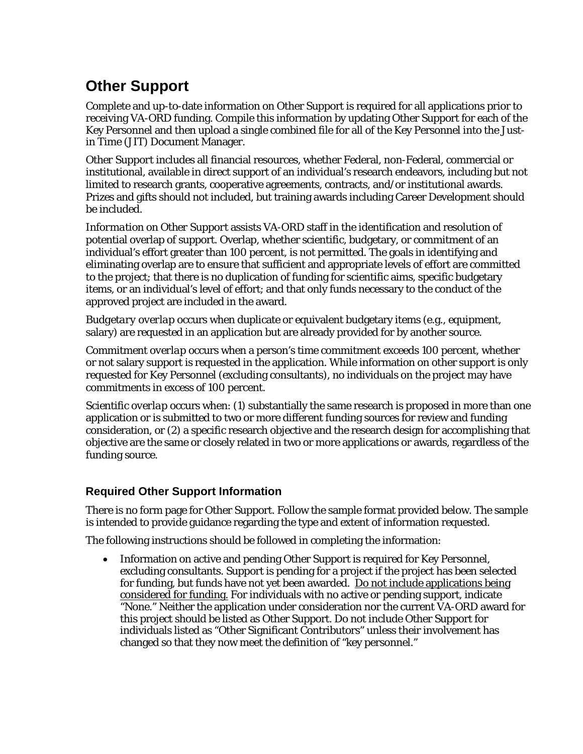# Other Support

Complete and up-to-date information on Other Support is required for all applications prior to receiving VA-ORD funding. Compile this information by updating Other Support for each of the Key Personnel and then upload a single combined file for all of the Key Personnel into the Just-in Time (JIT) Document Manager.

Other Support includes all financial resources, whether Federal, non-Federal, commercial or institutional, available in direct support of an individual's research endeavors, including but not limited to research grants, cooperative agreements, contracts, and/or institutional awards. Prizes and gifts should not included, but training awards including Career Development should be included.

*Information* on Other Support assists VA-ORD staff in the identification and resolution of potential overlap of support. Overlap, whether scientific, budgetary, or commitment of an individual's effort greater than 100 percent, is not permitted. The goals in identifying and eliminating overlap are to ensure that sufficient and appropriate levels of effort are committed to the project; that there is no duplication of funding for scientific aims, specific budgetary items, or an individual's level of effort; and that only funds necessary to the conduct of the approved project are included in the award.

*Budgetary overlap* occurs when duplicate or equivalent budgetary items (e.g., equipment, salary) are requested in an application but are already provided for by another source.

*Commitment overlap* occurs when a person's time commitment exceeds 100 percent, whether or not salary support is requested in the application. While information on other support is only requested for Key Personnel (excluding consultants), no individuals on the project may have commitments in excess of 100 percent.

*Scientific overlap* occurs when: (1) substantially the same research is proposed in more than one application or is submitted to two or more different funding sources for review and funding consideration, or (2) a specific research objective and the research design for accomplishing that objective are the same or closely related in two or more applications or awards, regardless of the funding source.

## Required Other Support Information

There is no form page for Other Support. Follow the sample format provided below. The sample is intended to provide guidance regarding the type and extent of information requested.

The following instructions should be followed in completing the information:

- Information on active and pending Other Support is required for Key Personnel, excluding consultants. Support is pending for a project if the project has been selected for funding, but funds have not yet been awarded. Do not include applications being considered for funding. For individuals with no active or pending support, indicate "None." Neither the application under consideration nor the current VA-ORD award for this project should be listed as Other Support. Do not include Other Support for individuals listed as "Other Significant Contributors" unless their involvement has changed so that they now meet the definition of "key personnel."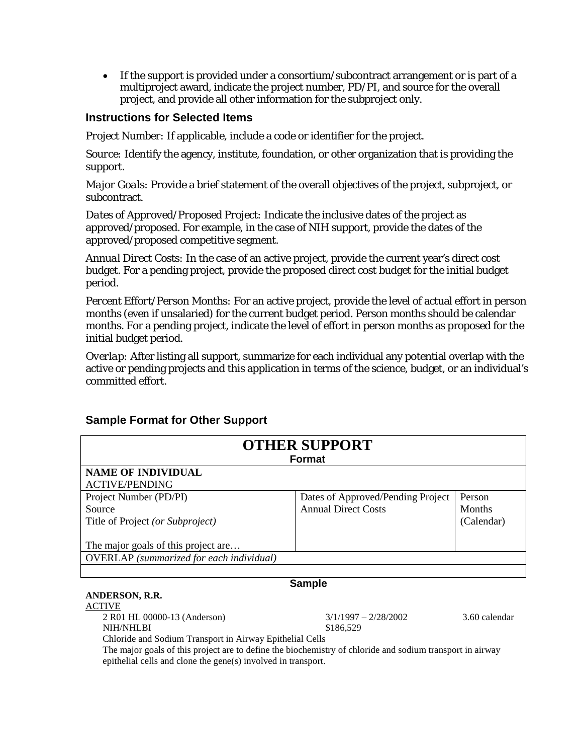- If the support is provided under a consortium/subcontract arrangement or is part of a multiproject award, indicate the project number, PD/PI, and source for the overall project, and provide all other information for the subproject only.

### Instructions for Selected Items

*Project Number:* If applicable, include a code or identifier for the project.

*Source:* Identify the agency, institute, foundation, or other organization that is providing the support.

*Major Goals:* Provide a brief statement of the overall objectives of the project, subproject, or subcontract.

*Dates of Approved/Proposed Project:* Indicate the inclusive dates of the project as approved/proposed. For example, in the case of NIH support, provide the dates of the approved/proposed competitive segment.

*Annual Direct Costs:* In the case of an active project, provide the current year's direct cost budget. For a pending project, provide the proposed direct cost budget for the initial budget period.

*Percent Effort/Person Months:* For an active project, provide the level of actual effort in person months (even if unsalaried) for the current budget period. Person months should be calendar months. For a pending project, indicate the level of effort in person months as proposed for the initial budget period.

*Overlap:* After listing all support, summarize for each individual any potential overlap with the active or pending projects and this application in terms of the science, budget, or an individual's committed effort.

### Sample Format for Other Support

| **OTHER SUPPORT**<br>**Format** | | |
|---|---|---|
| **NAME OF INDIVIDUAL**<br>ACTIVE/PENDING | | |
| Project Number (PD/PI)<br>Source<br>Title of Project *(or Subproject)*<br><br>The major goals of this project are… | Dates of Approved/Pending Project<br>Annual Direct Costs | Person Months (Calendar) |
| OVERLAP *(summarized for each individual)* | | |
| | | |

**Sample**

**ANDERSON, R.R.**

ACTIVE

| | | |
|---|---|---|
| 2 R01 HL 00000-13 (Anderson) | 3/1/1997 – 2/28/2002 | 3.60 calendar |
| NIH/NHLBI | $186,529 | |

Chloride and Sodium Transport in Airway Epithelial Cells

The major goals of this project are to define the biochemistry of chloride and sodium transport in airway epithelial cells and clone the gene(s) involved in transport.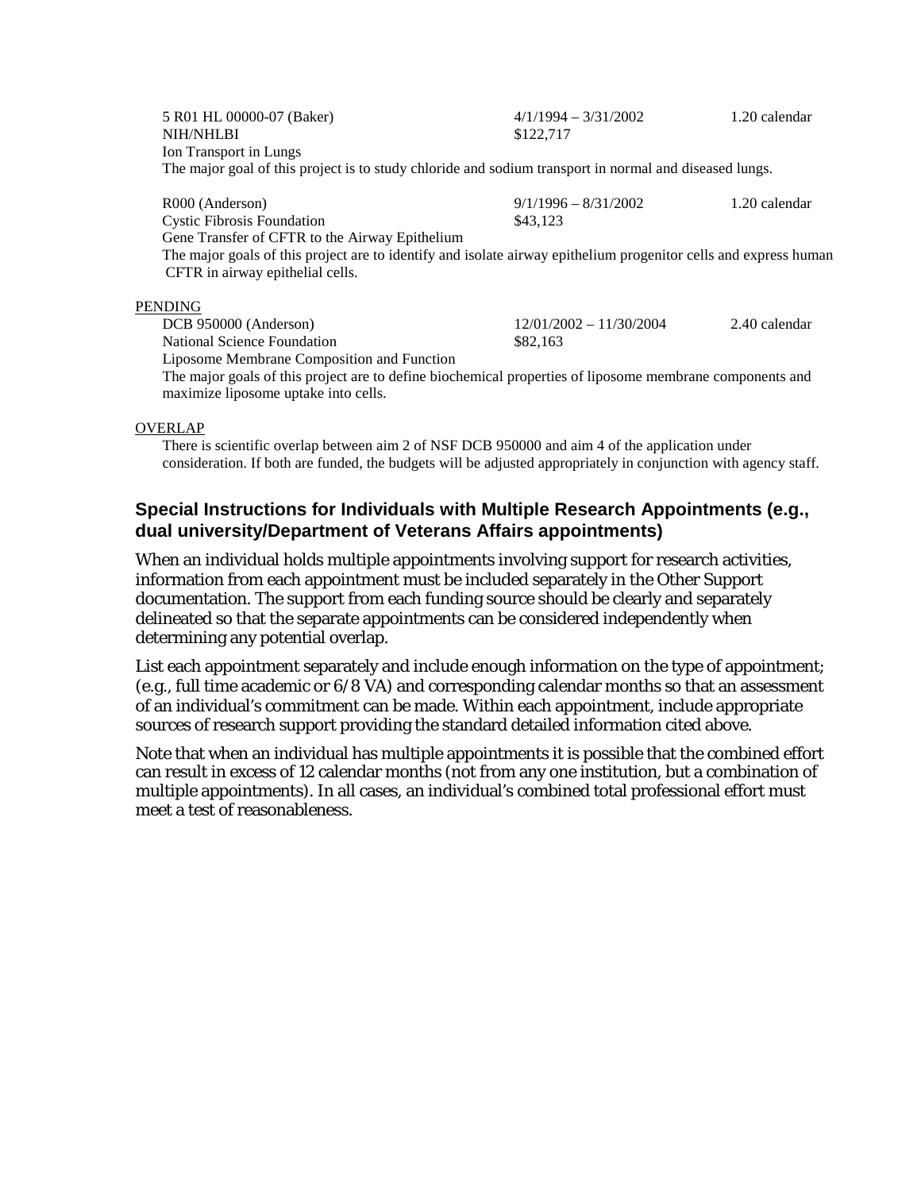5 R01 HL 00000-07 (Baker) 4/1/1994 – 3/31/2002 1.20 calendar
NIH/NHLBI $122,717
Ion Transport in Lungs
The major goal of this project is to study chloride and sodium transport in normal and diseased lungs.

R000 (Anderson) 9/1/1996 – 8/31/2002 1.20 calendar
Cystic Fibrosis Foundation $43,123
Gene Transfer of CFTR to the Airway Epithelium
The major goals of this project are to identify and isolate airway epithelium progenitor cells and express human CFTR in airway epithelial cells.

PENDING

DCB 950000 (Anderson) 12/01/2002 – 11/30/2004 2.40 calendar
National Science Foundation $82,163
Liposome Membrane Composition and Function
The major goals of this project are to define biochemical properties of liposome membrane components and maximize liposome uptake into cells.

OVERLAP

There is scientific overlap between aim 2 of NSF DCB 950000 and aim 4 of the application under consideration. If both are funded, the budgets will be adjusted appropriately in conjunction with agency staff.

### Special Instructions for Individuals with Multiple Research Appointments (e.g., dual university/Department of Veterans Affairs appointments)

When an individual holds multiple appointments involving support for research activities, information from each appointment must be included separately in the Other Support documentation. The support from each funding source should be clearly and separately delineated so that the separate appointments can be considered independently when determining any potential overlap.

List each appointment separately and include enough information on the type of appointment; (e.g., full time academic or 6/8 VA) and corresponding calendar months so that an assessment of an individual's commitment can be made. Within each appointment, include appropriate sources of research support providing the standard detailed information cited above.

Note that when an individual has multiple appointments it is possible that the combined effort can result in excess of 12 calendar months (not from any one institution, but a combination of multiple appointments). In all cases, an individual's combined total professional effort must meet a test of reasonableness.